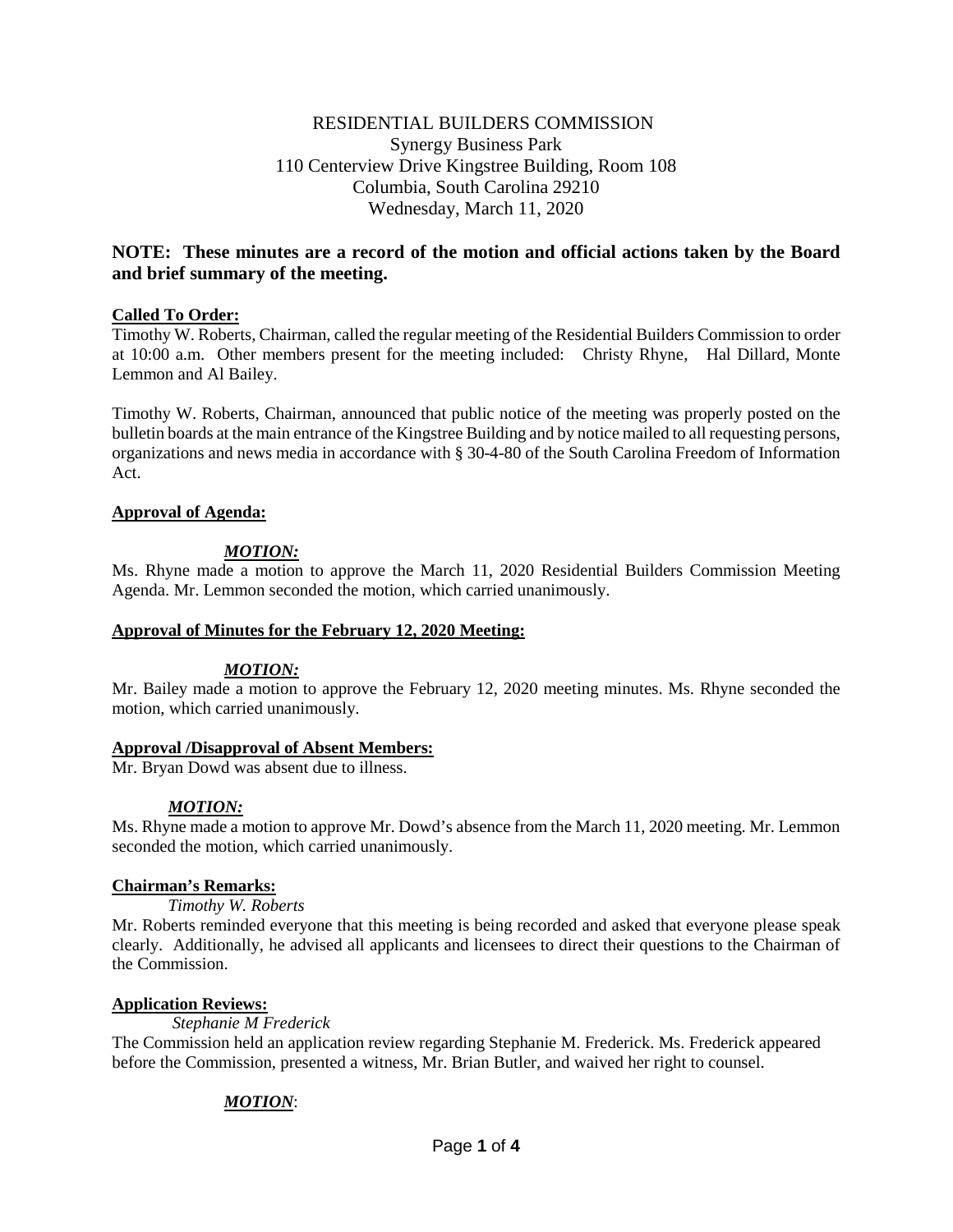RESIDENTIAL BUILDERS COMMISSION
Synergy Business Park
110 Centerview Drive Kingstree Building, Room 108
Columbia, South Carolina 29210
Wednesday, March 11, 2020

**NOTE: These minutes are a record of the motion and official actions taken by the Board and brief summary of the meeting.**

**Called To Order:**

Timothy W. Roberts, Chairman, called the regular meeting of the Residential Builders Commission to order at 10:00 a.m. Other members present for the meeting included: Christy Rhyne, Hal Dillard, Monte Lemmon and Al Bailey.

Timothy W. Roberts, Chairman, announced that public notice of the meeting was properly posted on the bulletin boards at the main entrance of the Kingstree Building and by notice mailed to all requesting persons, organizations and news media in accordance with § 30-4-80 of the South Carolina Freedom of Information Act.

**Approval of Agenda:**

***MOTION:***

Ms. Rhyne made a motion to approve the March 11, 2020 Residential Builders Commission Meeting Agenda. Mr. Lemmon seconded the motion, which carried unanimously.

**Approval of Minutes for the February 12, 2020 Meeting:**

***MOTION:***

Mr. Bailey made a motion to approve the February 12, 2020 meeting minutes. Ms. Rhyne seconded the motion, which carried unanimously.

**Approval /Disapproval of Absent Members:**

Mr. Bryan Dowd was absent due to illness.

***MOTION:***

Ms. Rhyne made a motion to approve Mr. Dowd's absence from the March 11, 2020 meeting. Mr. Lemmon seconded the motion, which carried unanimously.

**Chairman's Remarks:**

*Timothy W. Roberts*

Mr. Roberts reminded everyone that this meeting is being recorded and asked that everyone please speak clearly. Additionally, he advised all applicants and licensees to direct their questions to the Chairman of the Commission.

**Application Reviews:**

*Stephanie M Frederick*

The Commission held an application review regarding Stephanie M. Frederick. Ms. Frederick appeared before the Commission, presented a witness, Mr. Brian Butler, and waived her right to counsel.

***MOTION***: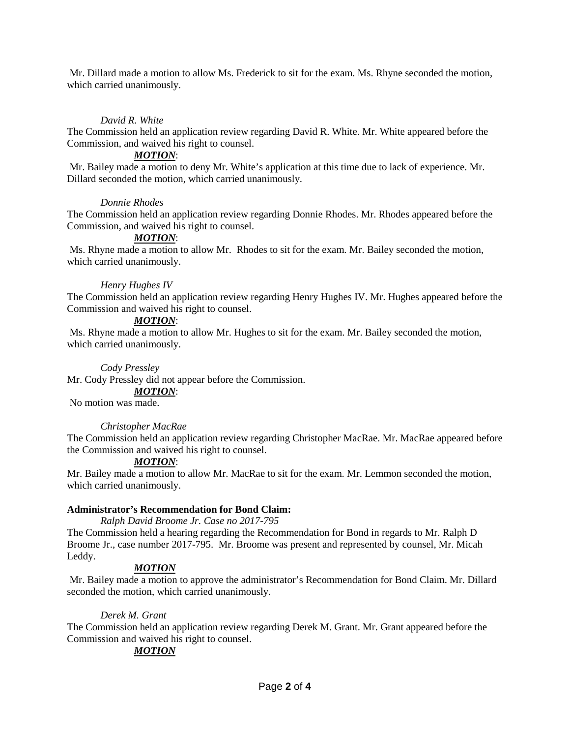Mr. Dillard made a motion to allow Ms. Frederick to sit for the exam. Ms. Rhyne seconded the motion, which carried unanimously.

*David R. White*

The Commission held an application review regarding David R. White. Mr. White appeared before the Commission, and waived his right to counsel.

***MOTION***:

Mr. Bailey made a motion to deny Mr. White's application at this time due to lack of experience. Mr. Dillard seconded the motion, which carried unanimously.

*Donnie Rhodes*

The Commission held an application review regarding Donnie Rhodes. Mr. Rhodes appeared before the Commission, and waived his right to counsel.

***MOTION***:

Ms. Rhyne made a motion to allow Mr. Rhodes to sit for the exam. Mr. Bailey seconded the motion, which carried unanimously.

*Henry Hughes IV*

The Commission held an application review regarding Henry Hughes IV. Mr. Hughes appeared before the Commission and waived his right to counsel.

***MOTION***:

Ms. Rhyne made a motion to allow Mr. Hughes to sit for the exam. Mr. Bailey seconded the motion, which carried unanimously.

*Cody Pressley*

Mr. Cody Pressley did not appear before the Commission.

***MOTION***:

No motion was made.

*Christopher MacRae*

The Commission held an application review regarding Christopher MacRae. Mr. MacRae appeared before the Commission and waived his right to counsel.

***MOTION***:

Mr. Bailey made a motion to allow Mr. MacRae to sit for the exam. Mr. Lemmon seconded the motion, which carried unanimously.

**Administrator's Recommendation for Bond Claim:**

*Ralph David Broome Jr. Case no 2017-795*

The Commission held a hearing regarding the Recommendation for Bond in regards to Mr. Ralph D Broome Jr., case number 2017-795. Mr. Broome was present and represented by counsel, Mr. Micah Leddy.

***MOTION***

Mr. Bailey made a motion to approve the administrator's Recommendation for Bond Claim. Mr. Dillard seconded the motion, which carried unanimously.

*Derek M. Grant*

The Commission held an application review regarding Derek M. Grant. Mr. Grant appeared before the Commission and waived his right to counsel.

***MOTION***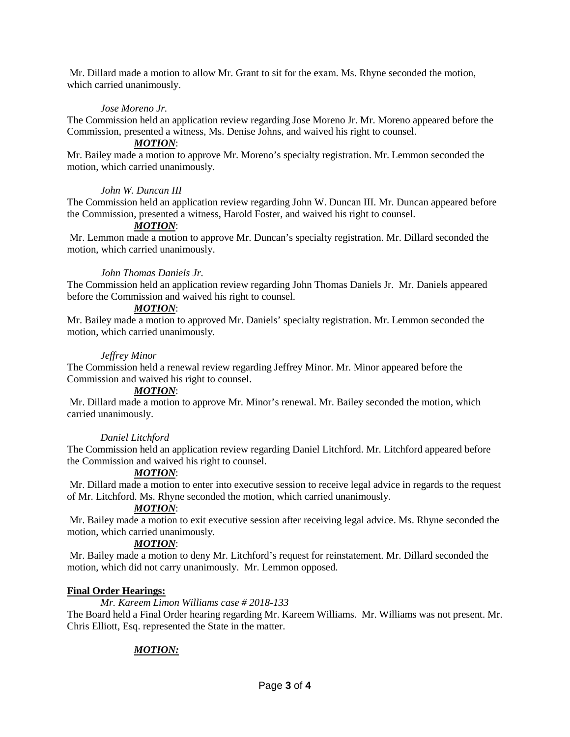Mr. Dillard made a motion to allow Mr. Grant to sit for the exam. Ms. Rhyne seconded the motion, which carried unanimously.

*Jose Moreno Jr.*

The Commission held an application review regarding Jose Moreno Jr. Mr. Moreno appeared before the Commission, presented a witness, Ms. Denise Johns, and waived his right to counsel.

***MOTION***:

Mr. Bailey made a motion to approve Mr. Moreno's specialty registration. Mr. Lemmon seconded the motion, which carried unanimously.

*John W. Duncan III*

The Commission held an application review regarding John W. Duncan III. Mr. Duncan appeared before the Commission, presented a witness, Harold Foster, and waived his right to counsel.

***MOTION***:

Mr. Lemmon made a motion to approve Mr. Duncan's specialty registration. Mr. Dillard seconded the motion, which carried unanimously.

*John Thomas Daniels Jr.*

The Commission held an application review regarding John Thomas Daniels Jr. Mr. Daniels appeared before the Commission and waived his right to counsel.

***MOTION***:

Mr. Bailey made a motion to approved Mr. Daniels' specialty registration. Mr. Lemmon seconded the motion, which carried unanimously.

*Jeffrey Minor*

The Commission held a renewal review regarding Jeffrey Minor. Mr. Minor appeared before the Commission and waived his right to counsel.

***MOTION***:

Mr. Dillard made a motion to approve Mr. Minor's renewal. Mr. Bailey seconded the motion, which carried unanimously.

*Daniel Litchford*

The Commission held an application review regarding Daniel Litchford. Mr. Litchford appeared before the Commission and waived his right to counsel.

***MOTION***:

Mr. Dillard made a motion to enter into executive session to receive legal advice in regards to the request of Mr. Litchford. Ms. Rhyne seconded the motion, which carried unanimously.

***MOTION***:

Mr. Bailey made a motion to exit executive session after receiving legal advice. Ms. Rhyne seconded the motion, which carried unanimously.

***MOTION***:

Mr. Bailey made a motion to deny Mr. Litchford's request for reinstatement. Mr. Dillard seconded the motion, which did not carry unanimously. Mr. Lemmon opposed.

**Final Order Hearings:**

*Mr. Kareem Limon Williams case # 2018-133*

The Board held a Final Order hearing regarding Mr. Kareem Williams. Mr. Williams was not present. Mr. Chris Elliott, Esq. represented the State in the matter.

***MOTION:***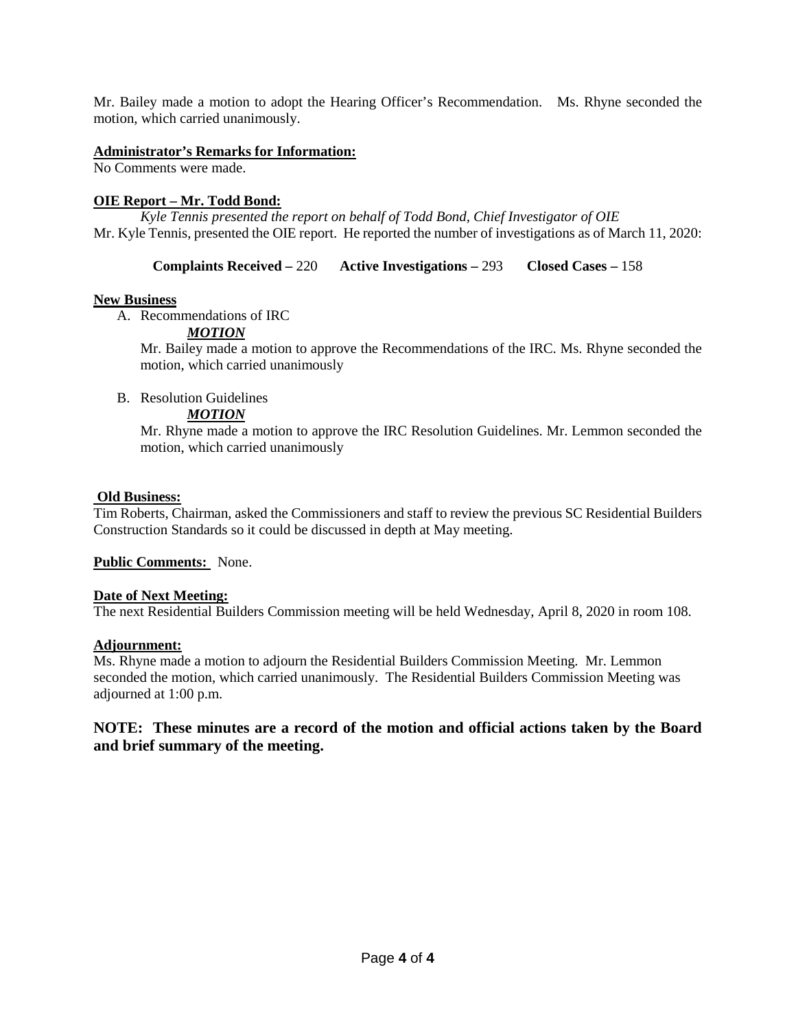Mr. Bailey made a motion to adopt the Hearing Officer's Recommendation. Ms. Rhyne seconded the motion, which carried unanimously.

**Administrator's Remarks for Information:**

No Comments were made.

**OIE Report – Mr. Todd Bond:**

*Kyle Tennis presented the report on behalf of Todd Bond, Chief Investigator of OIE*

Mr. Kyle Tennis, presented the OIE report. He reported the number of investigations as of March 11, 2020:

**Complaints Received –** 220 **Active Investigations –** 293 **Closed Cases –** 158

**New Business**

A. Recommendations of IRC

***MOTION***

Mr. Bailey made a motion to approve the Recommendations of the IRC. Ms. Rhyne seconded the motion, which carried unanimously

B. Resolution Guidelines

***MOTION***

Mr. Rhyne made a motion to approve the IRC Resolution Guidelines. Mr. Lemmon seconded the motion, which carried unanimously

**Old Business:**

Tim Roberts, Chairman, asked the Commissioners and staff to review the previous SC Residential Builders Construction Standards so it could be discussed in depth at May meeting.

**Public Comments:** None.

**Date of Next Meeting:**

The next Residential Builders Commission meeting will be held Wednesday, April 8, 2020 in room 108.

**Adjournment:**

Ms. Rhyne made a motion to adjourn the Residential Builders Commission Meeting. Mr. Lemmon seconded the motion, which carried unanimously. The Residential Builders Commission Meeting was adjourned at 1:00 p.m.

**NOTE: These minutes are a record of the motion and official actions taken by the Board and brief summary of the meeting.**